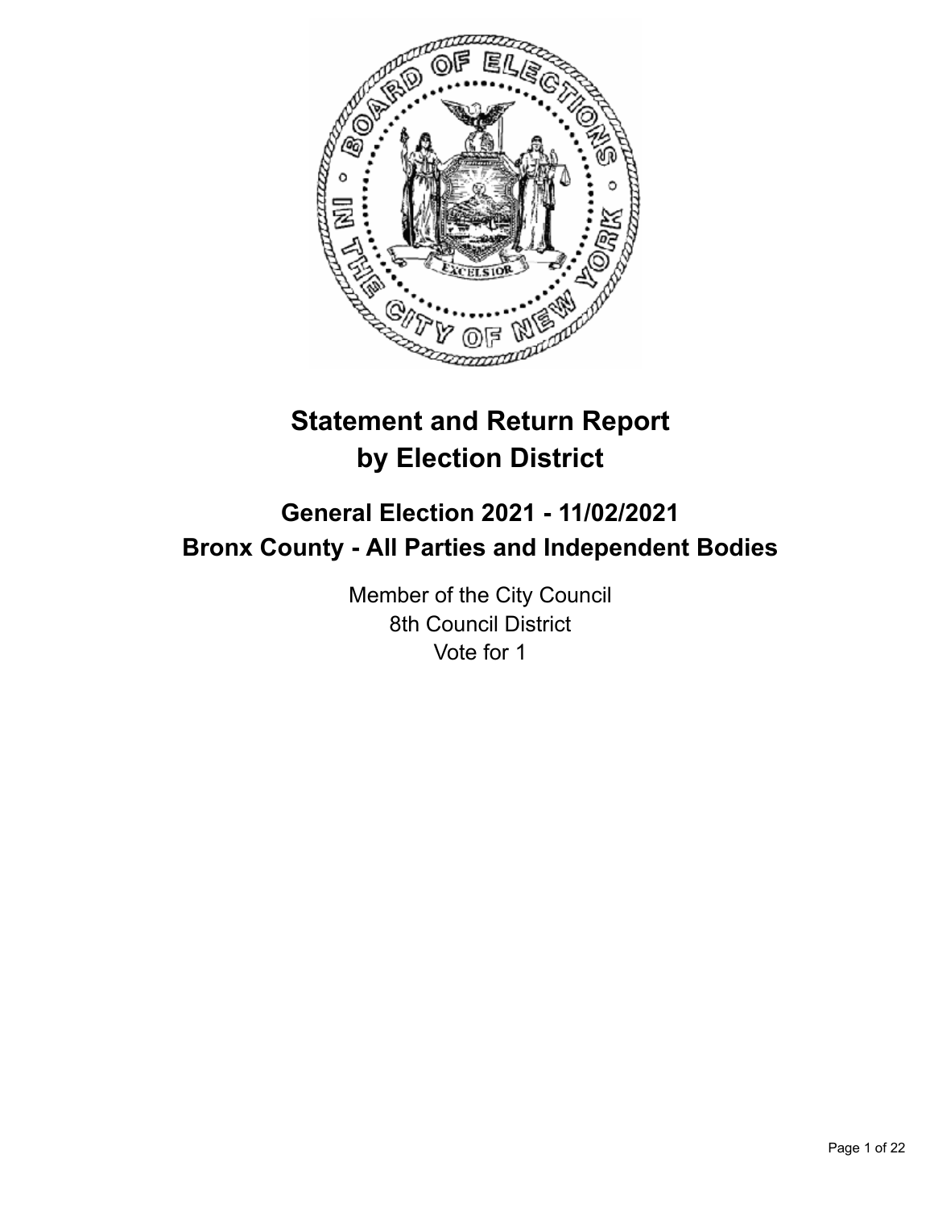# Statement and Return Report by Election District

## General Election 2021 - 11/02/2021
## Bronx County - All Parties and Independent Bodies

Member of the City Council
8th Council District
Vote for 1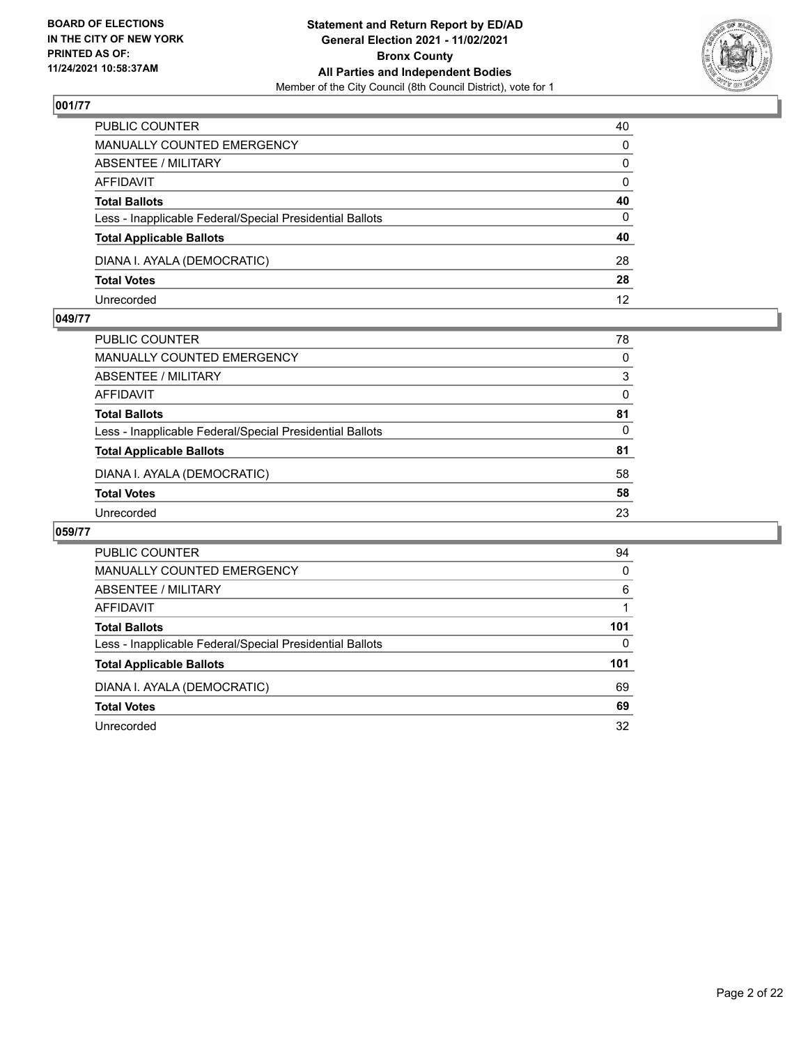## 001/77

| | |
|---|---|
| PUBLIC COUNTER | 40 |
| MANUALLY COUNTED EMERGENCY | 0 |
| ABSENTEE / MILITARY | 0 |
| AFFIDAVIT | 0 |
| **Total Ballots** | **40** |
| Less - Inapplicable Federal/Special Presidential Ballots | 0 |
| **Total Applicable Ballots** | **40** |
| DIANA I. AYALA (DEMOCRATIC) | 28 |
| **Total Votes** | **28** |
| Unrecorded | 12 |

## 049/77

| | |
|---|---|
| PUBLIC COUNTER | 78 |
| MANUALLY COUNTED EMERGENCY | 0 |
| ABSENTEE / MILITARY | 3 |
| AFFIDAVIT | 0 |
| **Total Ballots** | **81** |
| Less - Inapplicable Federal/Special Presidential Ballots | 0 |
| **Total Applicable Ballots** | **81** |
| DIANA I. AYALA (DEMOCRATIC) | 58 |
| **Total Votes** | **58** |
| Unrecorded | 23 |

## 059/77

| | |
|---|---|
| PUBLIC COUNTER | 94 |
| MANUALLY COUNTED EMERGENCY | 0 |
| ABSENTEE / MILITARY | 6 |
| AFFIDAVIT | 1 |
| **Total Ballots** | **101** |
| Less - Inapplicable Federal/Special Presidential Ballots | 0 |
| **Total Applicable Ballots** | **101** |
| DIANA I. AYALA (DEMOCRATIC) | 69 |
| **Total Votes** | **69** |
| Unrecorded | 32 |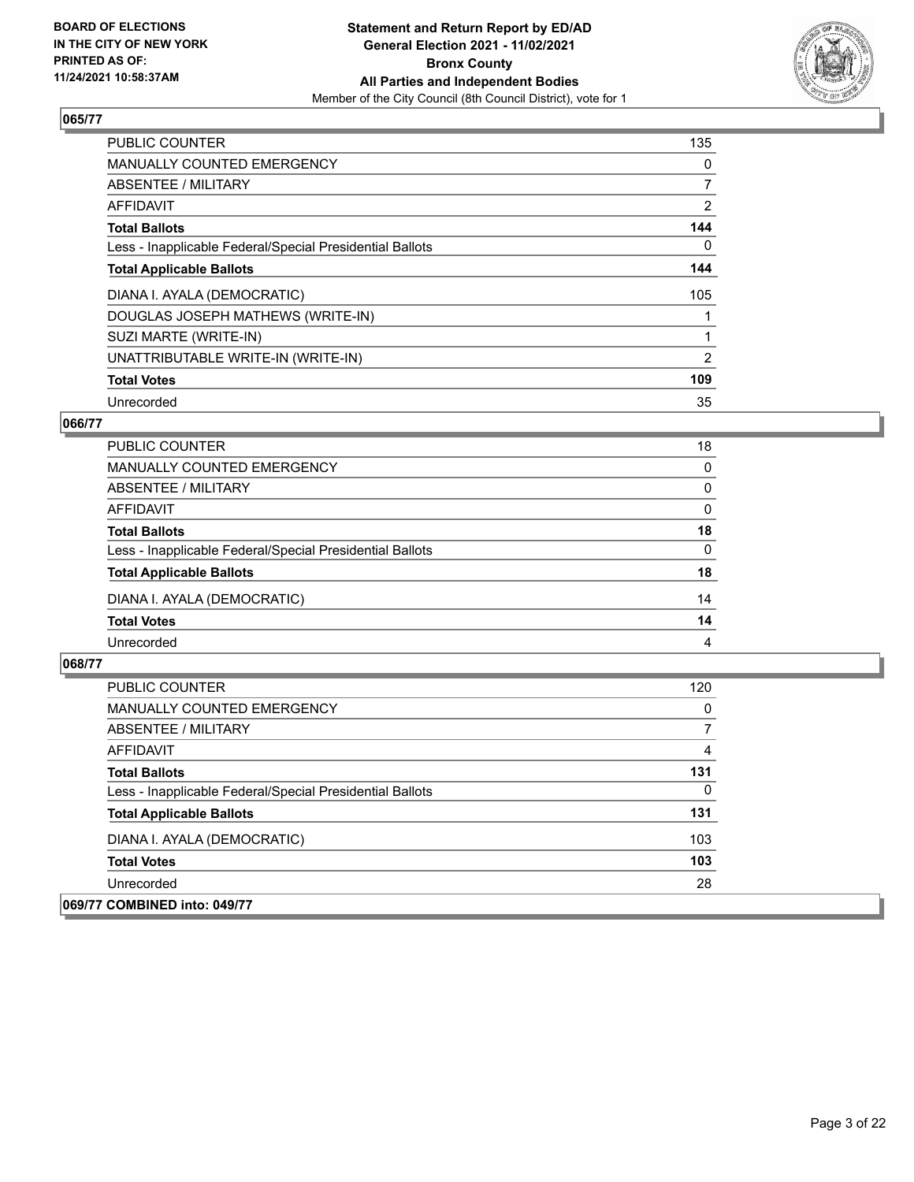**BOARD OF ELECTIONS IN THE CITY OF NEW YORK PRINTED AS OF: 11/24/2021 10:58:37AM**

**Statement and Return Report by ED/AD General Election 2021 - 11/02/2021 Bronx County All Parties and Independent Bodies**

Member of the City Council (8th Council District), vote for 1

## 065/77

| | |
|---|---|
| PUBLIC COUNTER | 135 |
| MANUALLY COUNTED EMERGENCY | 0 |
| ABSENTEE / MILITARY | 7 |
| AFFIDAVIT | 2 |
| **Total Ballots** | **144** |
| Less - Inapplicable Federal/Special Presidential Ballots | 0 |
| **Total Applicable Ballots** | **144** |
| DIANA I. AYALA (DEMOCRATIC) | 105 |
| DOUGLAS JOSEPH MATHEWS (WRITE-IN) | 1 |
| SUZI MARTE (WRITE-IN) | 1 |
| UNATTRIBUTABLE WRITE-IN (WRITE-IN) | 2 |
| **Total Votes** | **109** |
| Unrecorded | 35 |

## 066/77

| | |
|---|---|
| PUBLIC COUNTER | 18 |
| MANUALLY COUNTED EMERGENCY | 0 |
| ABSENTEE / MILITARY | 0 |
| AFFIDAVIT | 0 |
| **Total Ballots** | **18** |
| Less - Inapplicable Federal/Special Presidential Ballots | 0 |
| **Total Applicable Ballots** | **18** |
| DIANA I. AYALA (DEMOCRATIC) | 14 |
| **Total Votes** | **14** |
| Unrecorded | 4 |

## 068/77

| | |
|---|---|
| PUBLIC COUNTER | 120 |
| MANUALLY COUNTED EMERGENCY | 0 |
| ABSENTEE / MILITARY | 7 |
| AFFIDAVIT | 4 |
| **Total Ballots** | **131** |
| Less - Inapplicable Federal/Special Presidential Ballots | 0 |
| **Total Applicable Ballots** | **131** |
| DIANA I. AYALA (DEMOCRATIC) | 103 |
| **Total Votes** | **103** |
| Unrecorded | 28 |

## 069/77 COMBINED into: 049/77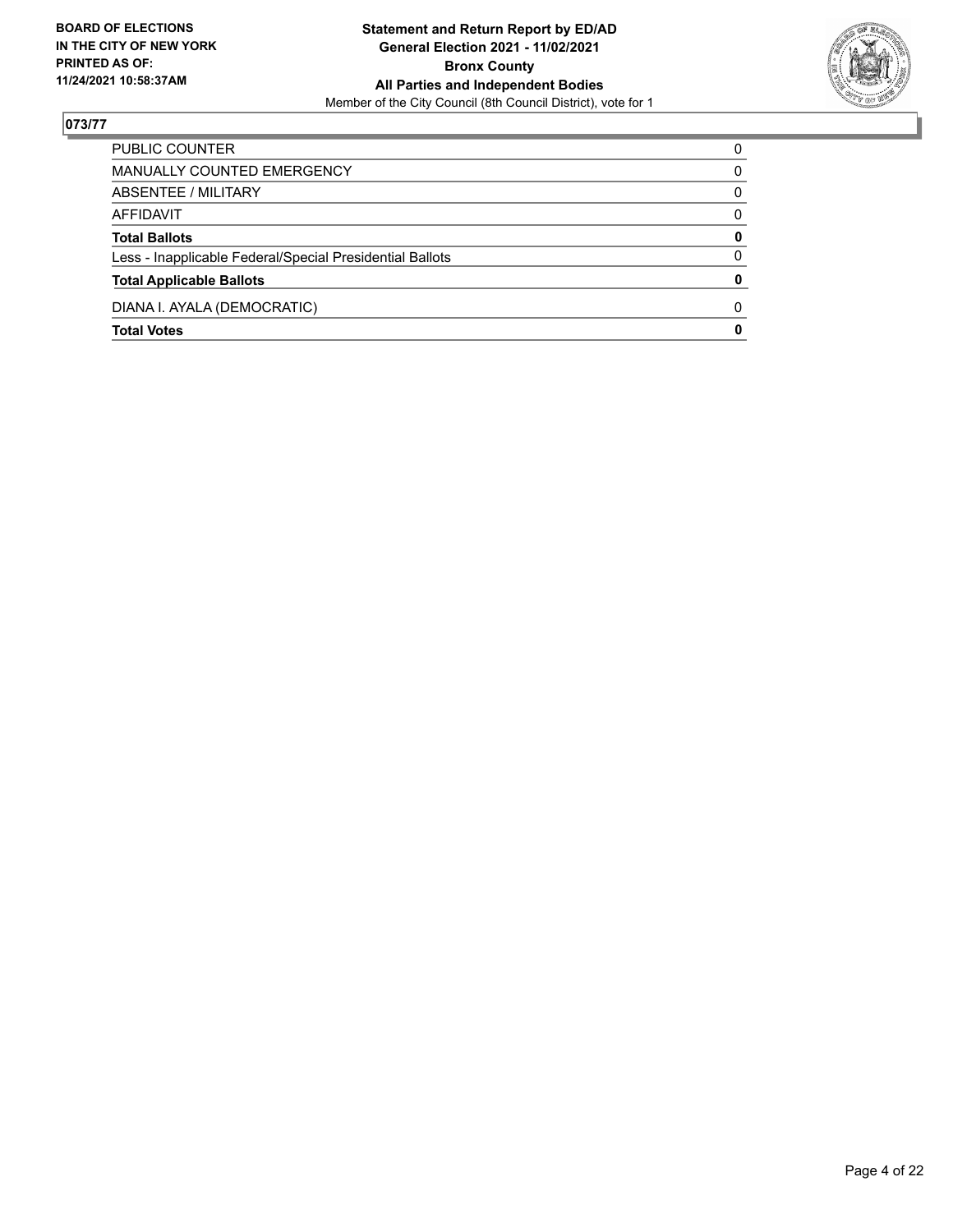BOARD OF ELECTIONS
IN THE CITY OF NEW YORK
PRINTED AS OF:
11/24/2021 10:58:37AM

**Statement and Return Report by ED/AD**
**General Election 2021 - 11/02/2021**
**Bronx County**
**All Parties and Independent Bodies**
Member of the City Council (8th Council District), vote for 1

## 073/77

| | |
|---|---|
| PUBLIC COUNTER | 0 |
| MANUALLY COUNTED EMERGENCY | 0 |
| ABSENTEE / MILITARY | 0 |
| AFFIDAVIT | 0 |
| **Total Ballots** | **0** |
| Less - Inapplicable Federal/Special Presidential Ballots | 0 |
| **Total Applicable Ballots** | **0** |
| DIANA I. AYALA (DEMOCRATIC) | 0 |
| **Total Votes** | **0** |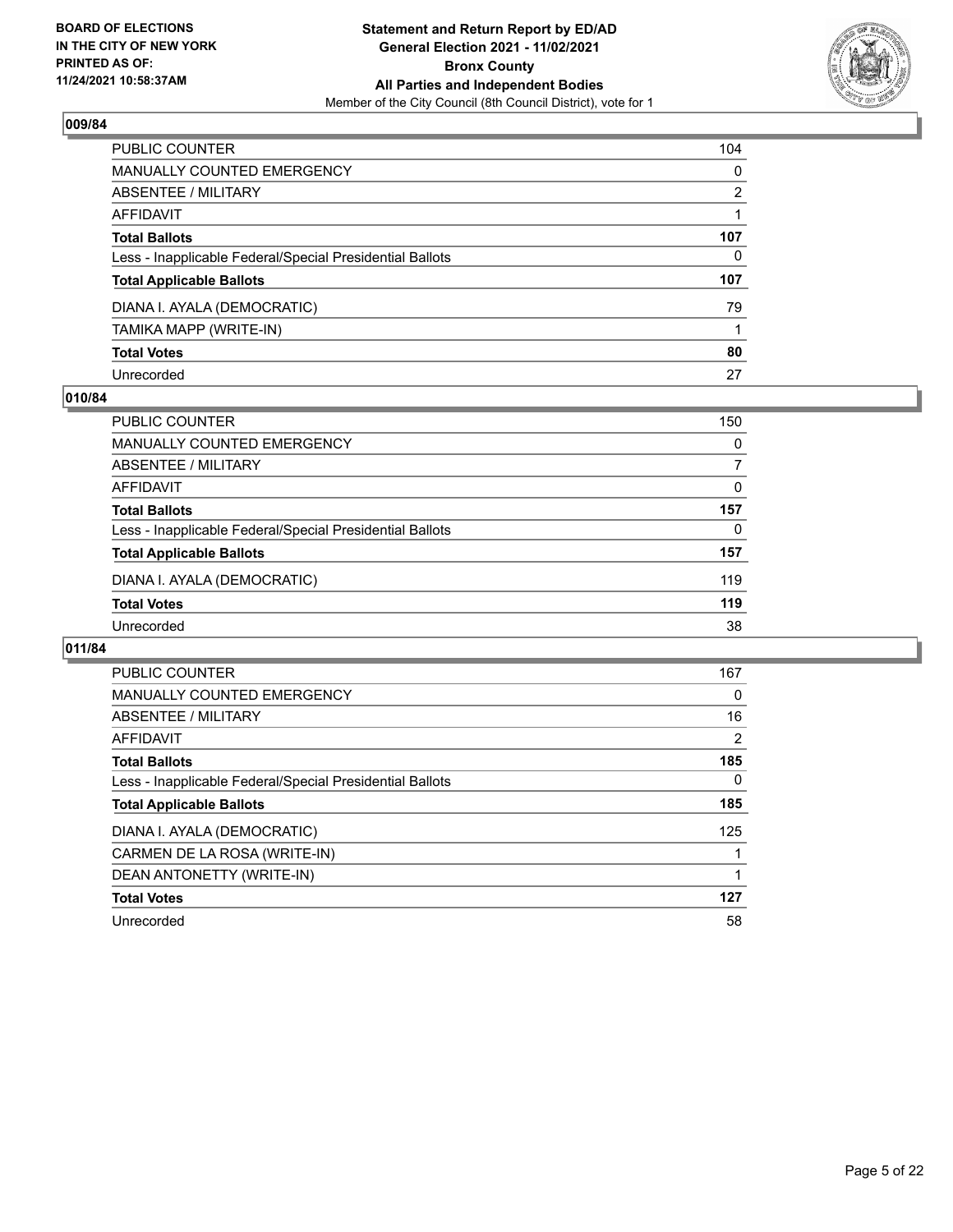**BOARD OF ELECTIONS IN THE CITY OF NEW YORK PRINTED AS OF: 11/24/2021 10:58:37AM**

**Statement and Return Report by ED/AD General Election 2021 - 11/02/2021 Bronx County All Parties and Independent Bodies**

Member of the City Council (8th Council District), vote for 1

### 009/84

| | |
|---|---|
| PUBLIC COUNTER | 104 |
| MANUALLY COUNTED EMERGENCY | 0 |
| ABSENTEE / MILITARY | 2 |
| AFFIDAVIT | 1 |
| **Total Ballots** | **107** |
| Less - Inapplicable Federal/Special Presidential Ballots | 0 |
| **Total Applicable Ballots** | **107** |
| DIANA I. AYALA (DEMOCRATIC) | 79 |
| TAMIKA MAPP (WRITE-IN) | 1 |
| **Total Votes** | **80** |
| Unrecorded | 27 |

### 010/84

| | |
|---|---|
| PUBLIC COUNTER | 150 |
| MANUALLY COUNTED EMERGENCY | 0 |
| ABSENTEE / MILITARY | 7 |
| AFFIDAVIT | 0 |
| **Total Ballots** | **157** |
| Less - Inapplicable Federal/Special Presidential Ballots | 0 |
| **Total Applicable Ballots** | **157** |
| DIANA I. AYALA (DEMOCRATIC) | 119 |
| **Total Votes** | **119** |
| Unrecorded | 38 |

### 011/84

| | |
|---|---|
| PUBLIC COUNTER | 167 |
| MANUALLY COUNTED EMERGENCY | 0 |
| ABSENTEE / MILITARY | 16 |
| AFFIDAVIT | 2 |
| **Total Ballots** | **185** |
| Less - Inapplicable Federal/Special Presidential Ballots | 0 |
| **Total Applicable Ballots** | **185** |
| DIANA I. AYALA (DEMOCRATIC) | 125 |
| CARMEN DE LA ROSA (WRITE-IN) | 1 |
| DEAN ANTONETTY (WRITE-IN) | 1 |
| **Total Votes** | **127** |
| Unrecorded | 58 |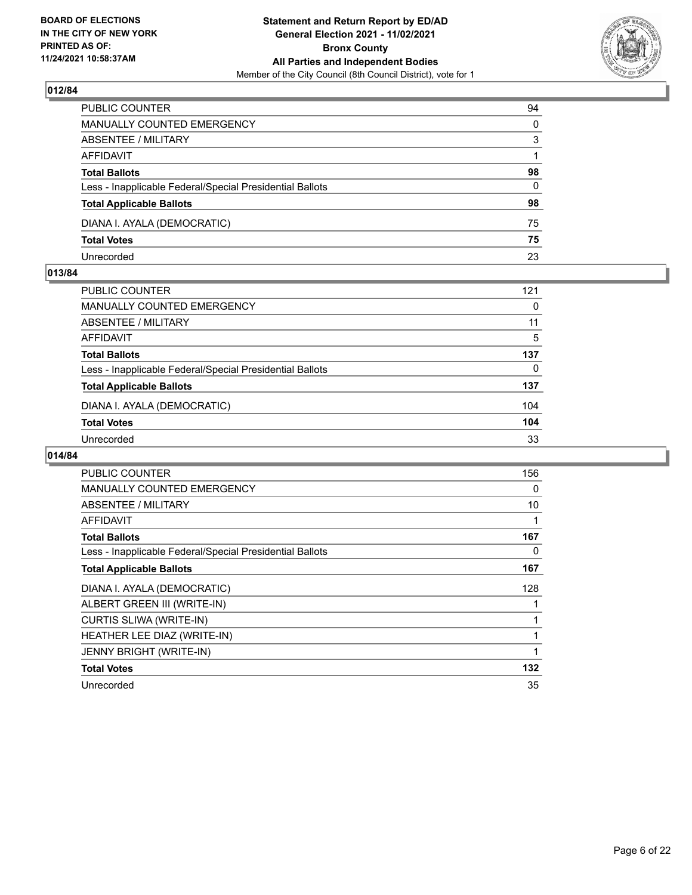**BOARD OF ELECTIONS IN THE CITY OF NEW YORK PRINTED AS OF: 11/24/2021 10:58:37AM**

**Statement and Return Report by ED/AD General Election 2021 - 11/02/2021 Bronx County All Parties and Independent Bodies**

Member of the City Council (8th Council District), vote for 1

## 012/84

| | |
|---|---|
| PUBLIC COUNTER | 94 |
| MANUALLY COUNTED EMERGENCY | 0 |
| ABSENTEE / MILITARY | 3 |
| AFFIDAVIT | 1 |
| **Total Ballots** | **98** |
| Less - Inapplicable Federal/Special Presidential Ballots | 0 |
| **Total Applicable Ballots** | **98** |
| DIANA I. AYALA (DEMOCRATIC) | 75 |
| **Total Votes** | **75** |
| Unrecorded | 23 |

## 013/84

| | |
|---|---|
| PUBLIC COUNTER | 121 |
| MANUALLY COUNTED EMERGENCY | 0 |
| ABSENTEE / MILITARY | 11 |
| AFFIDAVIT | 5 |
| **Total Ballots** | **137** |
| Less - Inapplicable Federal/Special Presidential Ballots | 0 |
| **Total Applicable Ballots** | **137** |
| DIANA I. AYALA (DEMOCRATIC) | 104 |
| **Total Votes** | **104** |
| Unrecorded | 33 |

## 014/84

| | |
|---|---|
| PUBLIC COUNTER | 156 |
| MANUALLY COUNTED EMERGENCY | 0 |
| ABSENTEE / MILITARY | 10 |
| AFFIDAVIT | 1 |
| **Total Ballots** | **167** |
| Less - Inapplicable Federal/Special Presidential Ballots | 0 |
| **Total Applicable Ballots** | **167** |
| DIANA I. AYALA (DEMOCRATIC) | 128 |
| ALBERT GREEN III (WRITE-IN) | 1 |
| CURTIS SLIWA (WRITE-IN) | 1 |
| HEATHER LEE DIAZ (WRITE-IN) | 1 |
| JENNY BRIGHT (WRITE-IN) | 1 |
| **Total Votes** | **132** |
| Unrecorded | 35 |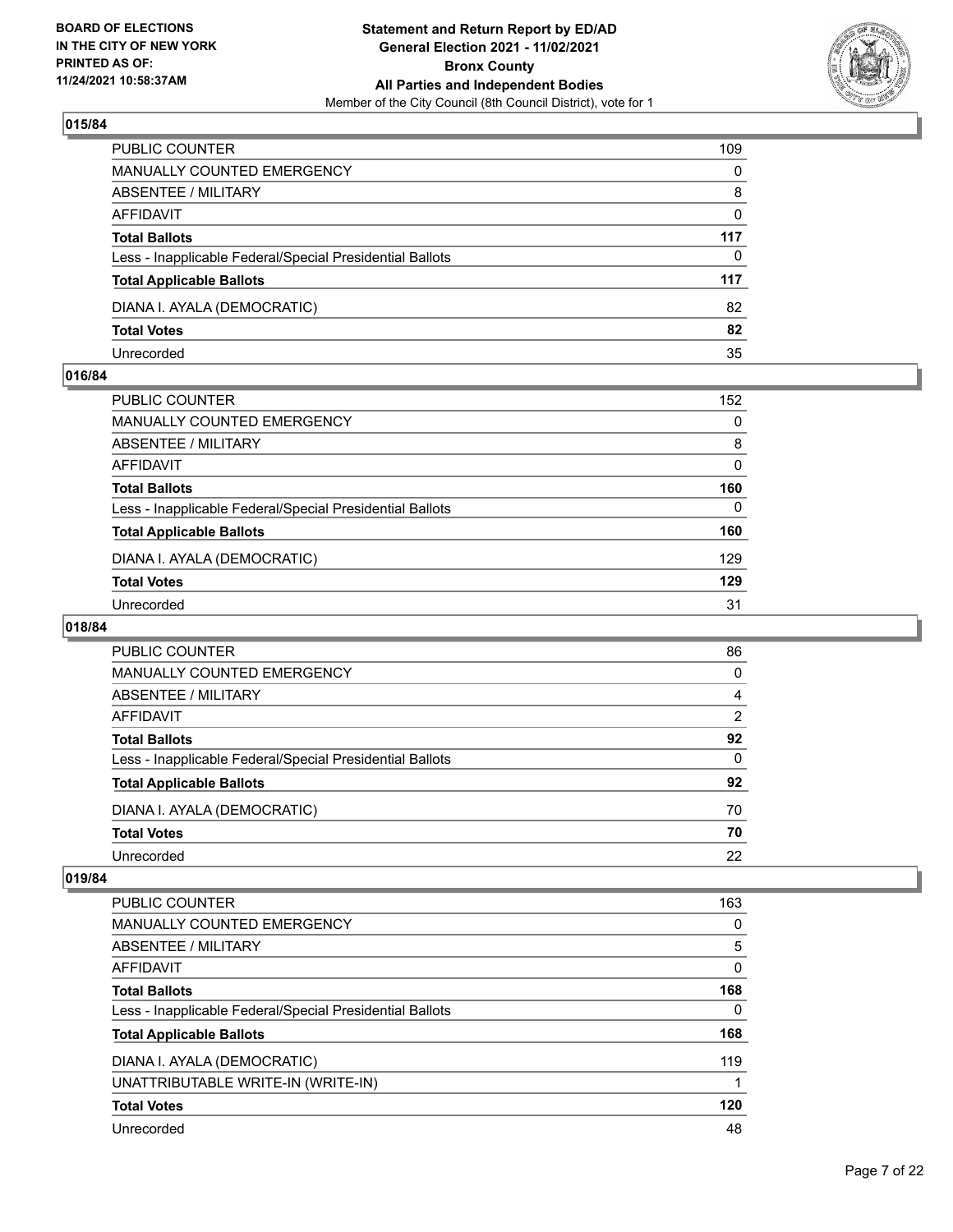## 015/84

| | |
|---|---|
| PUBLIC COUNTER | 109 |
| MANUALLY COUNTED EMERGENCY | 0 |
| ABSENTEE / MILITARY | 8 |
| AFFIDAVIT | 0 |
| **Total Ballots** | **117** |
| Less - Inapplicable Federal/Special Presidential Ballots | 0 |
| **Total Applicable Ballots** | **117** |
| DIANA I. AYALA (DEMOCRATIC) | 82 |
| **Total Votes** | **82** |
| Unrecorded | 35 |

## 016/84

| | |
|---|---|
| PUBLIC COUNTER | 152 |
| MANUALLY COUNTED EMERGENCY | 0 |
| ABSENTEE / MILITARY | 8 |
| AFFIDAVIT | 0 |
| **Total Ballots** | **160** |
| Less - Inapplicable Federal/Special Presidential Ballots | 0 |
| **Total Applicable Ballots** | **160** |
| DIANA I. AYALA (DEMOCRATIC) | 129 |
| **Total Votes** | **129** |
| Unrecorded | 31 |

## 018/84

| | |
|---|---|
| PUBLIC COUNTER | 86 |
| MANUALLY COUNTED EMERGENCY | 0 |
| ABSENTEE / MILITARY | 4 |
| AFFIDAVIT | 2 |
| **Total Ballots** | **92** |
| Less - Inapplicable Federal/Special Presidential Ballots | 0 |
| **Total Applicable Ballots** | **92** |
| DIANA I. AYALA (DEMOCRATIC) | 70 |
| **Total Votes** | **70** |
| Unrecorded | 22 |

## 019/84

| | |
|---|---|
| PUBLIC COUNTER | 163 |
| MANUALLY COUNTED EMERGENCY | 0 |
| ABSENTEE / MILITARY | 5 |
| AFFIDAVIT | 0 |
| **Total Ballots** | **168** |
| Less - Inapplicable Federal/Special Presidential Ballots | 0 |
| **Total Applicable Ballots** | **168** |
| DIANA I. AYALA (DEMOCRATIC) | 119 |
| UNATTRIBUTABLE WRITE-IN (WRITE-IN) | 1 |
| **Total Votes** | **120** |
| Unrecorded | 48 |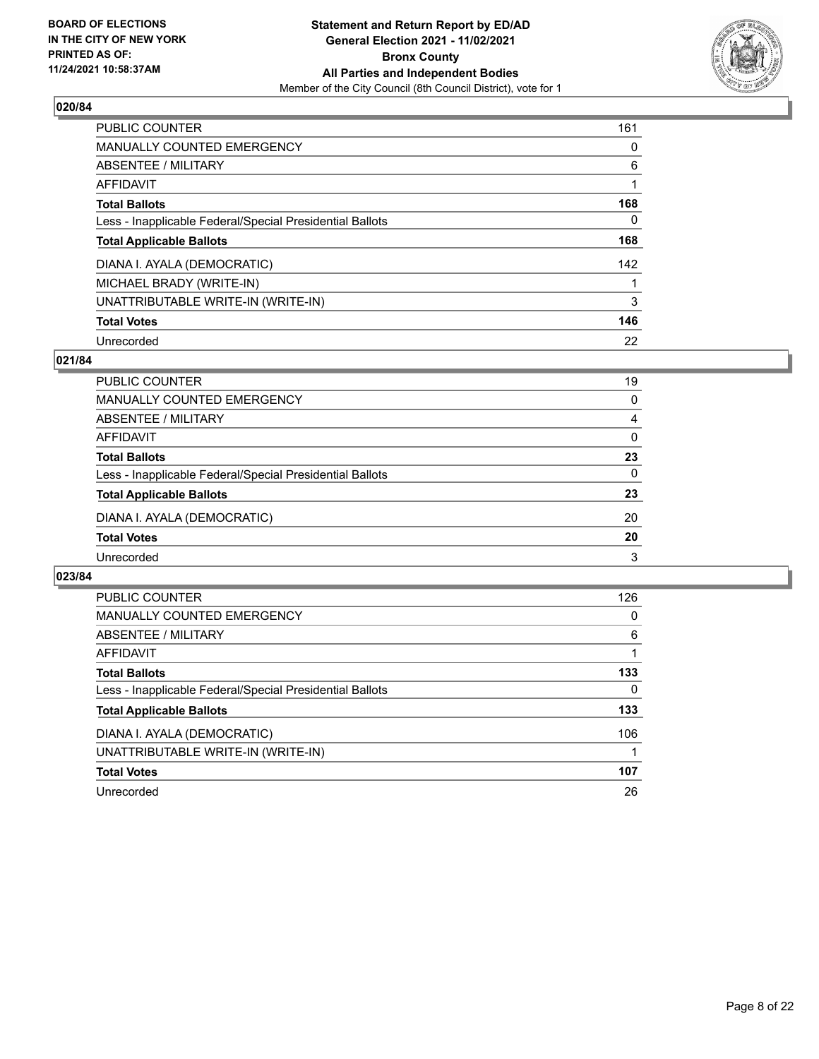BOARD OF ELECTIONS
IN THE CITY OF NEW YORK
PRINTED AS OF:
11/24/2021 10:58:37AM

**Statement and Return Report by ED/AD**
**General Election 2021 - 11/02/2021**
**Bronx County**
**All Parties and Independent Bodies**
Member of the City Council (8th Council District), vote for 1

### 020/84

| | |
|---|---|
| PUBLIC COUNTER | 161 |
| MANUALLY COUNTED EMERGENCY | 0 |
| ABSENTEE / MILITARY | 6 |
| AFFIDAVIT | 1 |
| **Total Ballots** | **168** |
| Less - Inapplicable Federal/Special Presidential Ballots | 0 |
| **Total Applicable Ballots** | **168** |
| DIANA I. AYALA (DEMOCRATIC) | 142 |
| MICHAEL BRADY (WRITE-IN) | 1 |
| UNATTRIBUTABLE WRITE-IN (WRITE-IN) | 3 |
| **Total Votes** | **146** |
| Unrecorded | 22 |

### 021/84

| | |
|---|---|
| PUBLIC COUNTER | 19 |
| MANUALLY COUNTED EMERGENCY | 0 |
| ABSENTEE / MILITARY | 4 |
| AFFIDAVIT | 0 |
| **Total Ballots** | **23** |
| Less - Inapplicable Federal/Special Presidential Ballots | 0 |
| **Total Applicable Ballots** | **23** |
| DIANA I. AYALA (DEMOCRATIC) | 20 |
| **Total Votes** | **20** |
| Unrecorded | 3 |

### 023/84

| | |
|---|---|
| PUBLIC COUNTER | 126 |
| MANUALLY COUNTED EMERGENCY | 0 |
| ABSENTEE / MILITARY | 6 |
| AFFIDAVIT | 1 |
| **Total Ballots** | **133** |
| Less - Inapplicable Federal/Special Presidential Ballots | 0 |
| **Total Applicable Ballots** | **133** |
| DIANA I. AYALA (DEMOCRATIC) | 106 |
| UNATTRIBUTABLE WRITE-IN (WRITE-IN) | 1 |
| **Total Votes** | **107** |
| Unrecorded | 26 |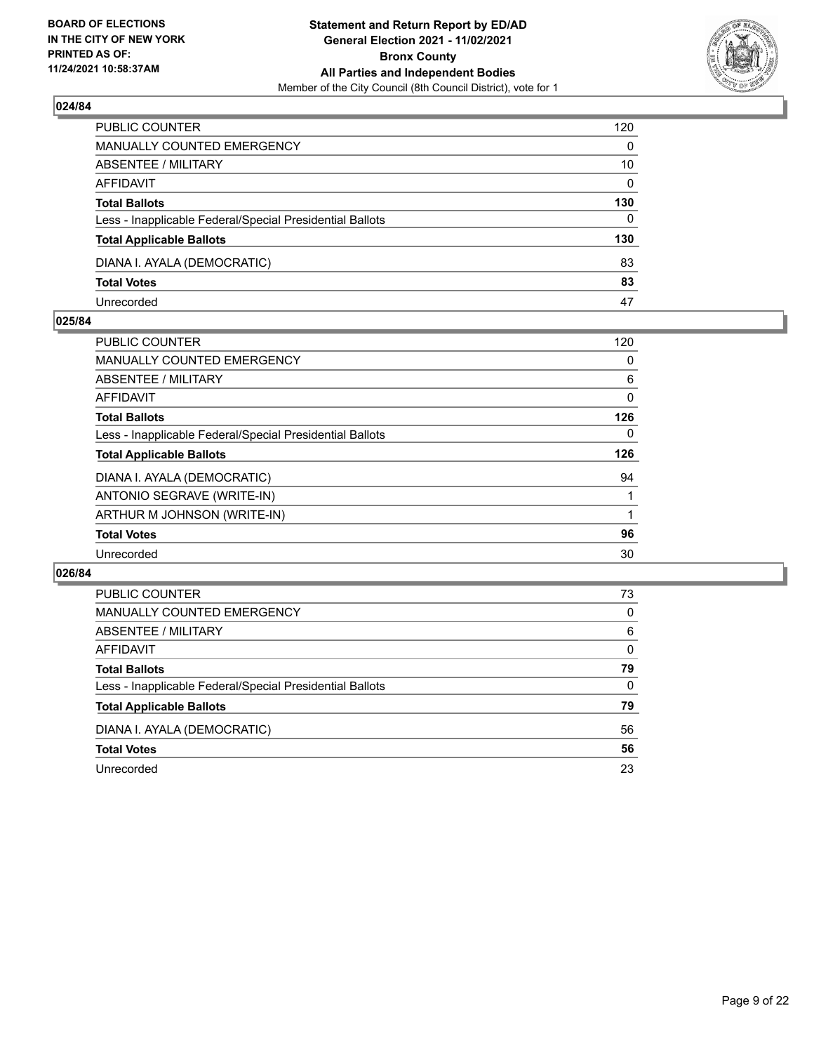BOARD OF ELECTIONS
IN THE CITY OF NEW YORK
PRINTED AS OF:
11/24/2021 10:58:37AM

**Statement and Return Report by ED/AD**
**General Election 2021 - 11/02/2021**
**Bronx County**
**All Parties and Independent Bodies**
Member of the City Council (8th Council District), vote for 1

### 024/84

| | |
|---|---|
| PUBLIC COUNTER | 120 |
| MANUALLY COUNTED EMERGENCY | 0 |
| ABSENTEE / MILITARY | 10 |
| AFFIDAVIT | 0 |
| **Total Ballots** | **130** |
| Less - Inapplicable Federal/Special Presidential Ballots | 0 |
| **Total Applicable Ballots** | **130** |
| DIANA I. AYALA (DEMOCRATIC) | 83 |
| **Total Votes** | **83** |
| Unrecorded | 47 |

### 025/84

| | |
|---|---|
| PUBLIC COUNTER | 120 |
| MANUALLY COUNTED EMERGENCY | 0 |
| ABSENTEE / MILITARY | 6 |
| AFFIDAVIT | 0 |
| **Total Ballots** | **126** |
| Less - Inapplicable Federal/Special Presidential Ballots | 0 |
| **Total Applicable Ballots** | **126** |
| DIANA I. AYALA (DEMOCRATIC) | 94 |
| ANTONIO SEGRAVE (WRITE-IN) | 1 |
| ARTHUR M JOHNSON (WRITE-IN) | 1 |
| **Total Votes** | **96** |
| Unrecorded | 30 |

### 026/84

| | |
|---|---|
| PUBLIC COUNTER | 73 |
| MANUALLY COUNTED EMERGENCY | 0 |
| ABSENTEE / MILITARY | 6 |
| AFFIDAVIT | 0 |
| **Total Ballots** | **79** |
| Less - Inapplicable Federal/Special Presidential Ballots | 0 |
| **Total Applicable Ballots** | **79** |
| DIANA I. AYALA (DEMOCRATIC) | 56 |
| **Total Votes** | **56** |
| Unrecorded | 23 |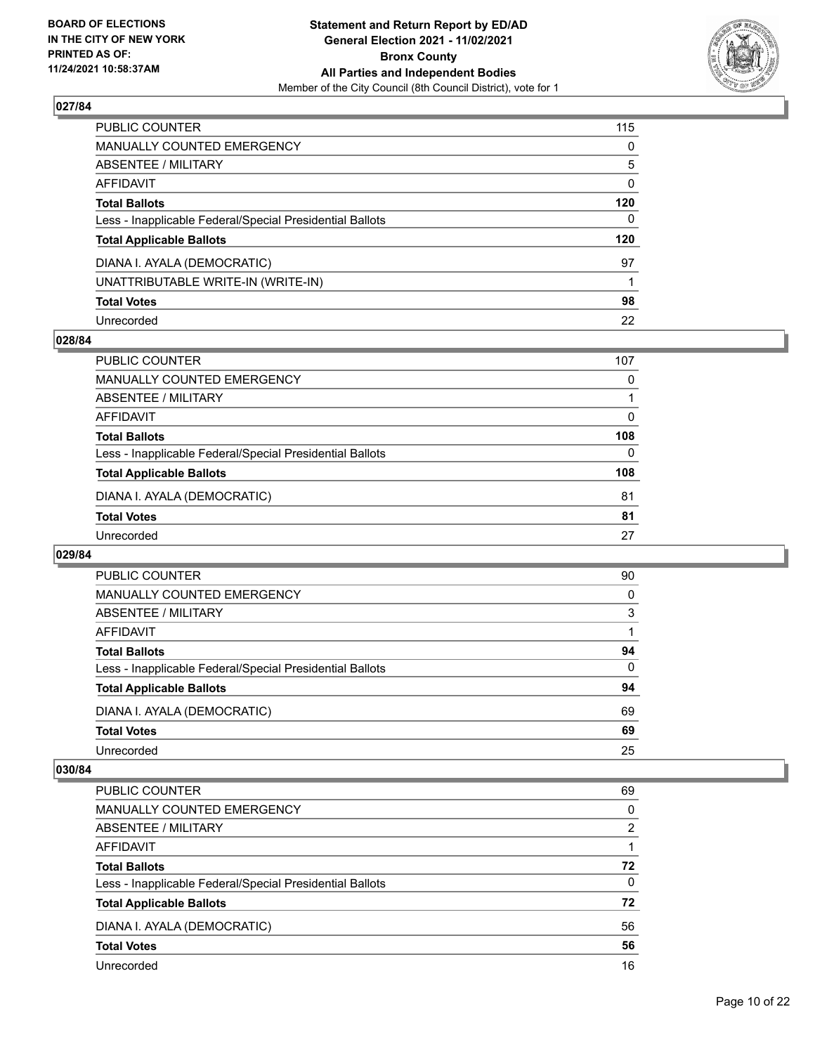BOARD OF ELECTIONS
IN THE CITY OF NEW YORK
PRINTED AS OF:
11/24/2021 10:58:37AM

**Statement and Return Report by ED/AD**
**General Election 2021 - 11/02/2021**
**Bronx County**
**All Parties and Independent Bodies**
Member of the City Council (8th Council District), vote for 1

### 027/84

| | |
|---|---|
| PUBLIC COUNTER | 115 |
| MANUALLY COUNTED EMERGENCY | 0 |
| ABSENTEE / MILITARY | 5 |
| AFFIDAVIT | 0 |
| **Total Ballots** | **120** |
| Less - Inapplicable Federal/Special Presidential Ballots | 0 |
| **Total Applicable Ballots** | **120** |
| DIANA I. AYALA (DEMOCRATIC) | 97 |
| UNATTRIBUTABLE WRITE-IN (WRITE-IN) | 1 |
| **Total Votes** | **98** |
| Unrecorded | 22 |

### 028/84

| | |
|---|---|
| PUBLIC COUNTER | 107 |
| MANUALLY COUNTED EMERGENCY | 0 |
| ABSENTEE / MILITARY | 1 |
| AFFIDAVIT | 0 |
| **Total Ballots** | **108** |
| Less - Inapplicable Federal/Special Presidential Ballots | 0 |
| **Total Applicable Ballots** | **108** |
| DIANA I. AYALA (DEMOCRATIC) | 81 |
| **Total Votes** | **81** |
| Unrecorded | 27 |

### 029/84

| | |
|---|---|
| PUBLIC COUNTER | 90 |
| MANUALLY COUNTED EMERGENCY | 0 |
| ABSENTEE / MILITARY | 3 |
| AFFIDAVIT | 1 |
| **Total Ballots** | **94** |
| Less - Inapplicable Federal/Special Presidential Ballots | 0 |
| **Total Applicable Ballots** | **94** |
| DIANA I. AYALA (DEMOCRATIC) | 69 |
| **Total Votes** | **69** |
| Unrecorded | 25 |

### 030/84

| | |
|---|---|
| PUBLIC COUNTER | 69 |
| MANUALLY COUNTED EMERGENCY | 0 |
| ABSENTEE / MILITARY | 2 |
| AFFIDAVIT | 1 |
| **Total Ballots** | **72** |
| Less - Inapplicable Federal/Special Presidential Ballots | 0 |
| **Total Applicable Ballots** | **72** |
| DIANA I. AYALA (DEMOCRATIC) | 56 |
| **Total Votes** | **56** |
| Unrecorded | 16 |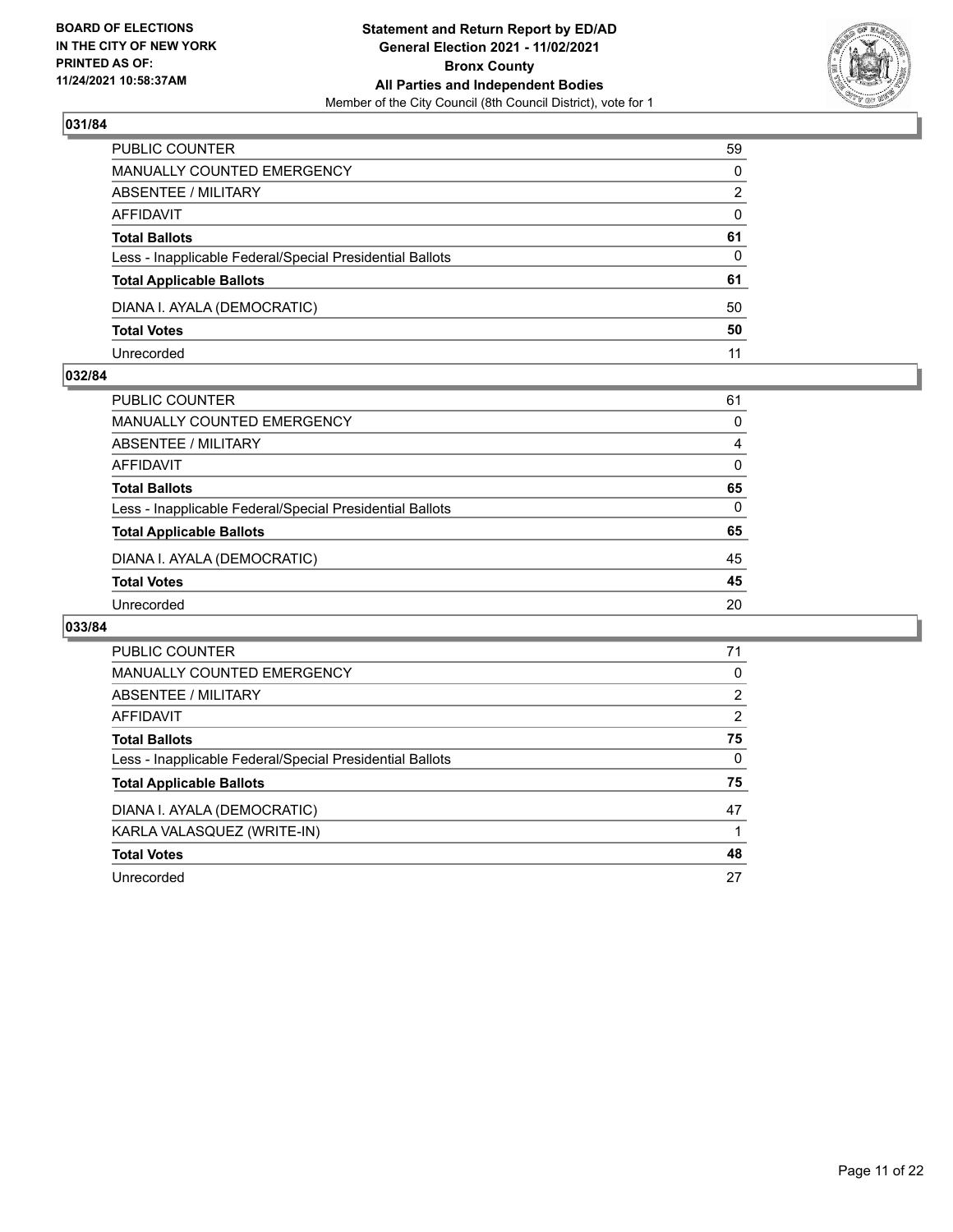## 031/84

| | |
|---|---|
| PUBLIC COUNTER | 59 |
| MANUALLY COUNTED EMERGENCY | 0 |
| ABSENTEE / MILITARY | 2 |
| AFFIDAVIT | 0 |
| **Total Ballots** | **61** |
| Less - Inapplicable Federal/Special Presidential Ballots | 0 |
| **Total Applicable Ballots** | **61** |
| DIANA I. AYALA (DEMOCRATIC) | 50 |
| **Total Votes** | **50** |
| Unrecorded | 11 |

## 032/84

| | |
|---|---|
| PUBLIC COUNTER | 61 |
| MANUALLY COUNTED EMERGENCY | 0 |
| ABSENTEE / MILITARY | 4 |
| AFFIDAVIT | 0 |
| **Total Ballots** | **65** |
| Less - Inapplicable Federal/Special Presidential Ballots | 0 |
| **Total Applicable Ballots** | **65** |
| DIANA I. AYALA (DEMOCRATIC) | 45 |
| **Total Votes** | **45** |
| Unrecorded | 20 |

## 033/84

| | |
|---|---|
| PUBLIC COUNTER | 71 |
| MANUALLY COUNTED EMERGENCY | 0 |
| ABSENTEE / MILITARY | 2 |
| AFFIDAVIT | 2 |
| **Total Ballots** | **75** |
| Less - Inapplicable Federal/Special Presidential Ballots | 0 |
| **Total Applicable Ballots** | **75** |
| DIANA I. AYALA (DEMOCRATIC) | 47 |
| KARLA VALASQUEZ (WRITE-IN) | 1 |
| **Total Votes** | **48** |
| Unrecorded | 27 |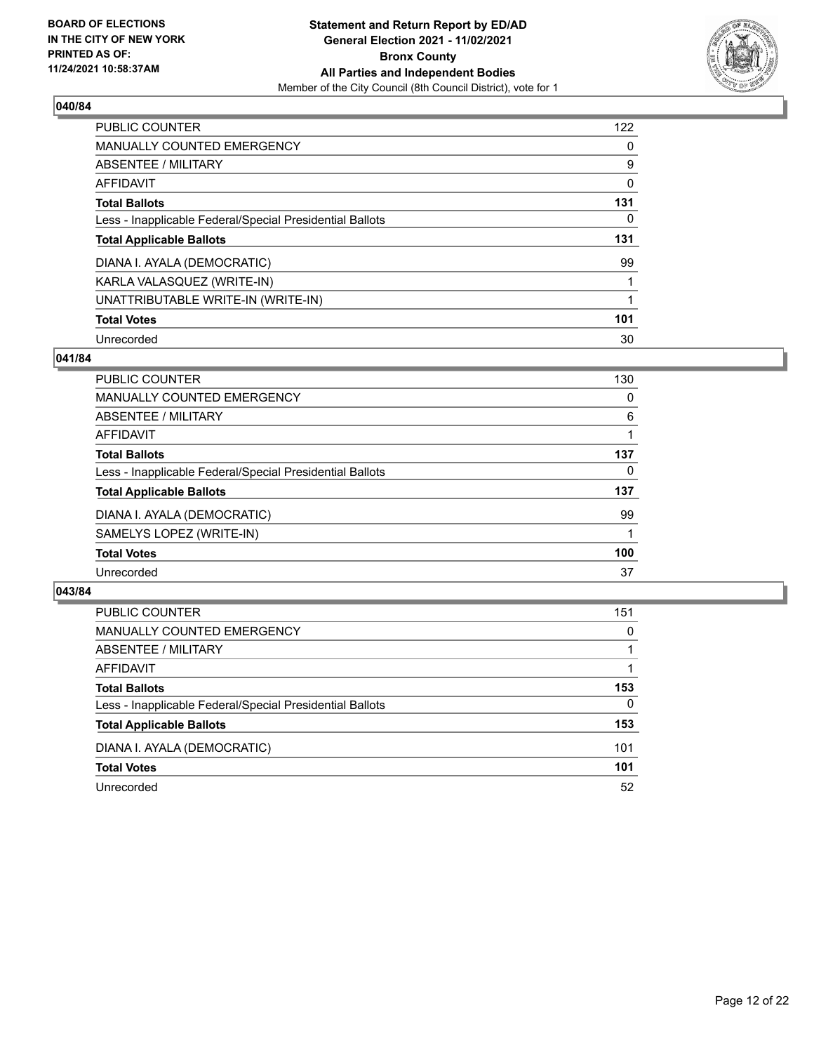## 040/84

| | |
|---|---|
| PUBLIC COUNTER | 122 |
| MANUALLY COUNTED EMERGENCY | 0 |
| ABSENTEE / MILITARY | 9 |
| AFFIDAVIT | 0 |
| **Total Ballots** | **131** |
| Less - Inapplicable Federal/Special Presidential Ballots | 0 |
| **Total Applicable Ballots** | **131** |
| DIANA I. AYALA (DEMOCRATIC) | 99 |
| KARLA VALASQUEZ (WRITE-IN) | 1 |
| UNATTRIBUTABLE WRITE-IN (WRITE-IN) | 1 |
| **Total Votes** | **101** |
| Unrecorded | 30 |

## 041/84

| | |
|---|---|
| PUBLIC COUNTER | 130 |
| MANUALLY COUNTED EMERGENCY | 0 |
| ABSENTEE / MILITARY | 6 |
| AFFIDAVIT | 1 |
| **Total Ballots** | **137** |
| Less - Inapplicable Federal/Special Presidential Ballots | 0 |
| **Total Applicable Ballots** | **137** |
| DIANA I. AYALA (DEMOCRATIC) | 99 |
| SAMELYS LOPEZ (WRITE-IN) | 1 |
| **Total Votes** | **100** |
| Unrecorded | 37 |

## 043/84

| | |
|---|---|
| PUBLIC COUNTER | 151 |
| MANUALLY COUNTED EMERGENCY | 0 |
| ABSENTEE / MILITARY | 1 |
| AFFIDAVIT | 1 |
| **Total Ballots** | **153** |
| Less - Inapplicable Federal/Special Presidential Ballots | 0 |
| **Total Applicable Ballots** | **153** |
| DIANA I. AYALA (DEMOCRATIC) | 101 |
| **Total Votes** | **101** |
| Unrecorded | 52 |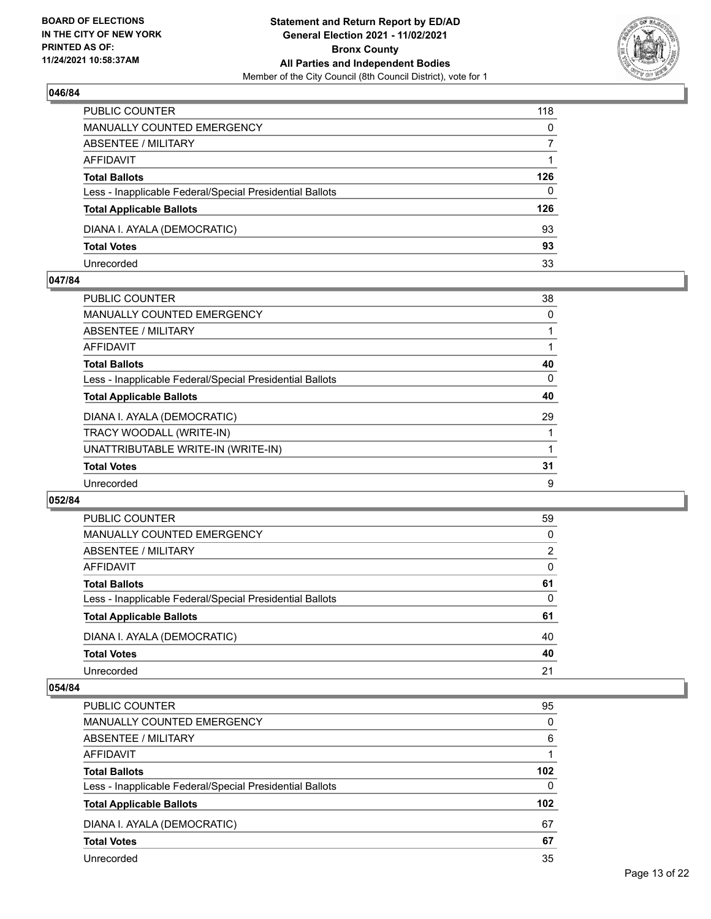## 046/84

| | |
|---|---|
| PUBLIC COUNTER | 118 |
| MANUALLY COUNTED EMERGENCY | 0 |
| ABSENTEE / MILITARY | 7 |
| AFFIDAVIT | 1 |
| **Total Ballots** | **126** |
| Less - Inapplicable Federal/Special Presidential Ballots | 0 |
| **Total Applicable Ballots** | **126** |
| DIANA I. AYALA (DEMOCRATIC) | 93 |
| **Total Votes** | **93** |
| Unrecorded | 33 |

## 047/84

| | |
|---|---|
| PUBLIC COUNTER | 38 |
| MANUALLY COUNTED EMERGENCY | 0 |
| ABSENTEE / MILITARY | 1 |
| AFFIDAVIT | 1 |
| **Total Ballots** | **40** |
| Less - Inapplicable Federal/Special Presidential Ballots | 0 |
| **Total Applicable Ballots** | **40** |
| DIANA I. AYALA (DEMOCRATIC) | 29 |
| TRACY WOODALL (WRITE-IN) | 1 |
| UNATTRIBUTABLE WRITE-IN (WRITE-IN) | 1 |
| **Total Votes** | **31** |
| Unrecorded | 9 |

## 052/84

| | |
|---|---|
| PUBLIC COUNTER | 59 |
| MANUALLY COUNTED EMERGENCY | 0 |
| ABSENTEE / MILITARY | 2 |
| AFFIDAVIT | 0 |
| **Total Ballots** | **61** |
| Less - Inapplicable Federal/Special Presidential Ballots | 0 |
| **Total Applicable Ballots** | **61** |
| DIANA I. AYALA (DEMOCRATIC) | 40 |
| **Total Votes** | **40** |
| Unrecorded | 21 |

## 054/84

| | |
|---|---|
| PUBLIC COUNTER | 95 |
| MANUALLY COUNTED EMERGENCY | 0 |
| ABSENTEE / MILITARY | 6 |
| AFFIDAVIT | 1 |
| **Total Ballots** | **102** |
| Less - Inapplicable Federal/Special Presidential Ballots | 0 |
| **Total Applicable Ballots** | **102** |
| DIANA I. AYALA (DEMOCRATIC) | 67 |
| **Total Votes** | **67** |
| Unrecorded | 35 |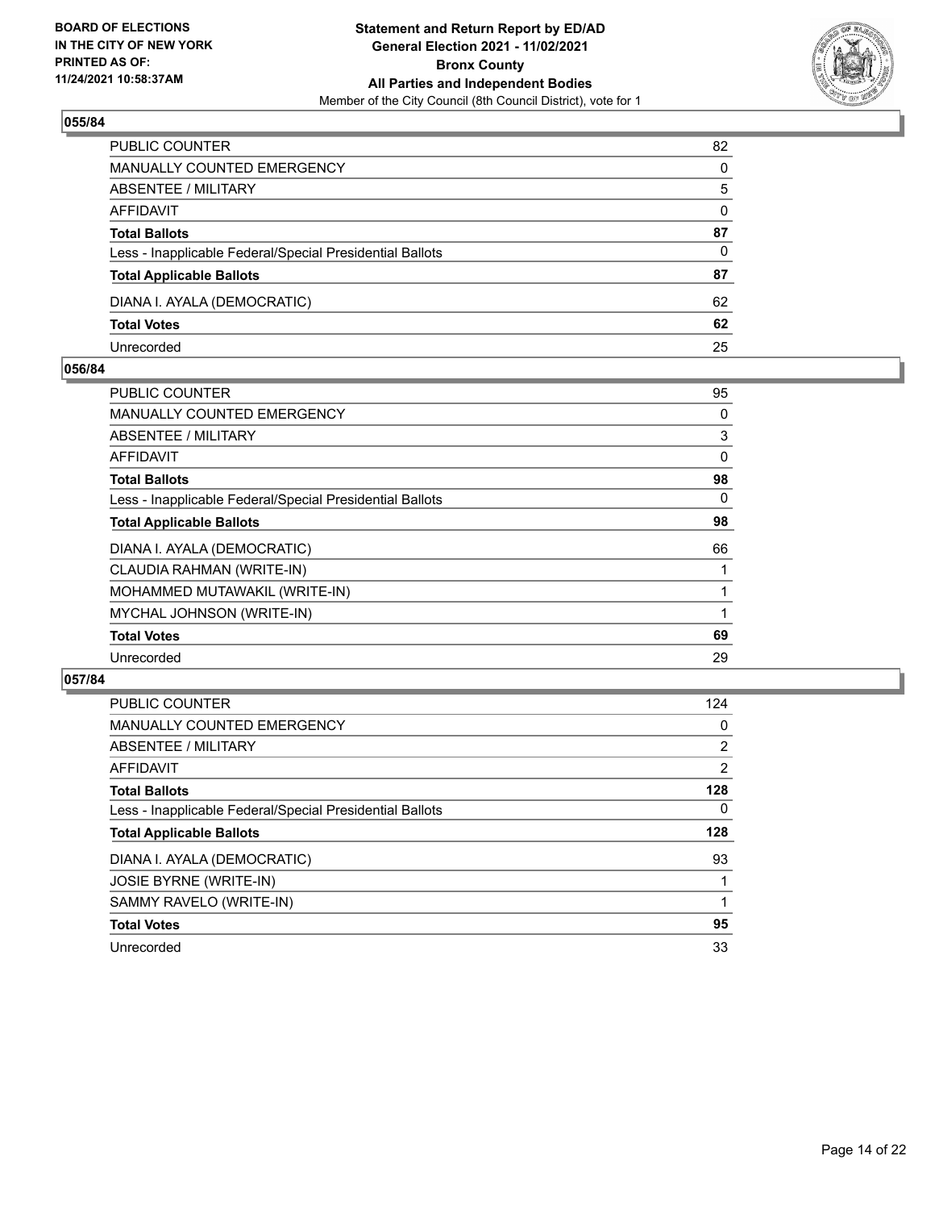## 055/84

| | |
|---|---|
| PUBLIC COUNTER | 82 |
| MANUALLY COUNTED EMERGENCY | 0 |
| ABSENTEE / MILITARY | 5 |
| AFFIDAVIT | 0 |
| **Total Ballots** | **87** |
| Less - Inapplicable Federal/Special Presidential Ballots | 0 |
| **Total Applicable Ballots** | **87** |
| DIANA I. AYALA (DEMOCRATIC) | 62 |
| **Total Votes** | **62** |
| Unrecorded | 25 |

## 056/84

| | |
|---|---|
| PUBLIC COUNTER | 95 |
| MANUALLY COUNTED EMERGENCY | 0 |
| ABSENTEE / MILITARY | 3 |
| AFFIDAVIT | 0 |
| **Total Ballots** | **98** |
| Less - Inapplicable Federal/Special Presidential Ballots | 0 |
| **Total Applicable Ballots** | **98** |
| DIANA I. AYALA (DEMOCRATIC) | 66 |
| CLAUDIA RAHMAN (WRITE-IN) | 1 |
| MOHAMMED MUTAWAKIL (WRITE-IN) | 1 |
| MYCHAL JOHNSON (WRITE-IN) | 1 |
| **Total Votes** | **69** |
| Unrecorded | 29 |

## 057/84

| | |
|---|---|
| PUBLIC COUNTER | 124 |
| MANUALLY COUNTED EMERGENCY | 0 |
| ABSENTEE / MILITARY | 2 |
| AFFIDAVIT | 2 |
| **Total Ballots** | **128** |
| Less - Inapplicable Federal/Special Presidential Ballots | 0 |
| **Total Applicable Ballots** | **128** |
| DIANA I. AYALA (DEMOCRATIC) | 93 |
| JOSIE BYRNE (WRITE-IN) | 1 |
| SAMMY RAVELO (WRITE-IN) | 1 |
| **Total Votes** | **95** |
| Unrecorded | 33 |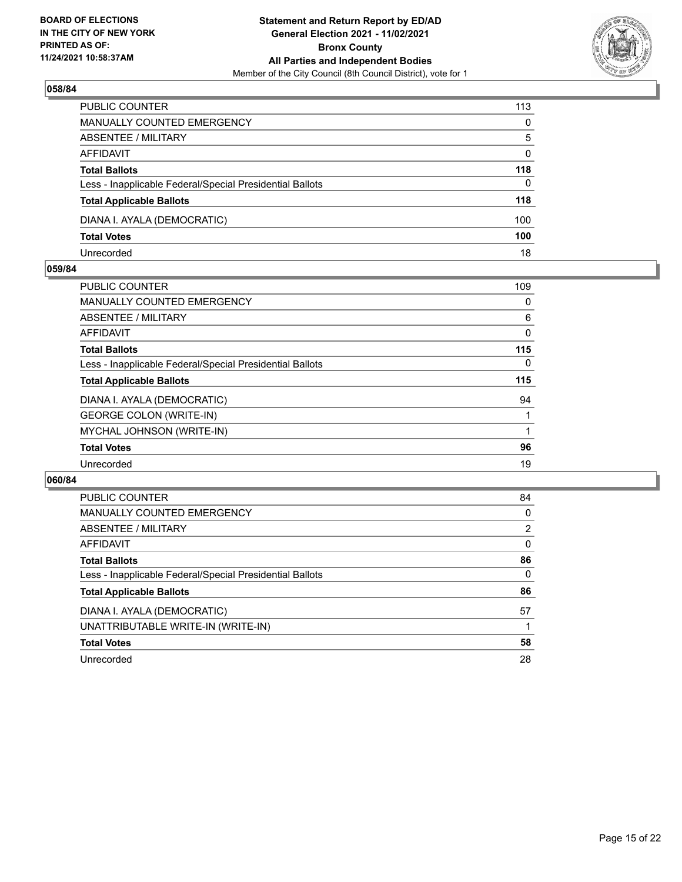## 058/84

| | |
|---|---|
| PUBLIC COUNTER | 113 |
| MANUALLY COUNTED EMERGENCY | 0 |
| ABSENTEE / MILITARY | 5 |
| AFFIDAVIT | 0 |
| **Total Ballots** | **118** |
| Less - Inapplicable Federal/Special Presidential Ballots | 0 |
| **Total Applicable Ballots** | **118** |
| DIANA I. AYALA (DEMOCRATIC) | 100 |
| **Total Votes** | **100** |
| Unrecorded | 18 |

## 059/84

| | |
|---|---|
| PUBLIC COUNTER | 109 |
| MANUALLY COUNTED EMERGENCY | 0 |
| ABSENTEE / MILITARY | 6 |
| AFFIDAVIT | 0 |
| **Total Ballots** | **115** |
| Less - Inapplicable Federal/Special Presidential Ballots | 0 |
| **Total Applicable Ballots** | **115** |
| DIANA I. AYALA (DEMOCRATIC) | 94 |
| GEORGE COLON (WRITE-IN) | 1 |
| MYCHAL JOHNSON (WRITE-IN) | 1 |
| **Total Votes** | **96** |
| Unrecorded | 19 |

## 060/84

| | |
|---|---|
| PUBLIC COUNTER | 84 |
| MANUALLY COUNTED EMERGENCY | 0 |
| ABSENTEE / MILITARY | 2 |
| AFFIDAVIT | 0 |
| **Total Ballots** | **86** |
| Less - Inapplicable Federal/Special Presidential Ballots | 0 |
| **Total Applicable Ballots** | **86** |
| DIANA I. AYALA (DEMOCRATIC) | 57 |
| UNATTRIBUTABLE WRITE-IN (WRITE-IN) | 1 |
| **Total Votes** | **58** |
| Unrecorded | 28 |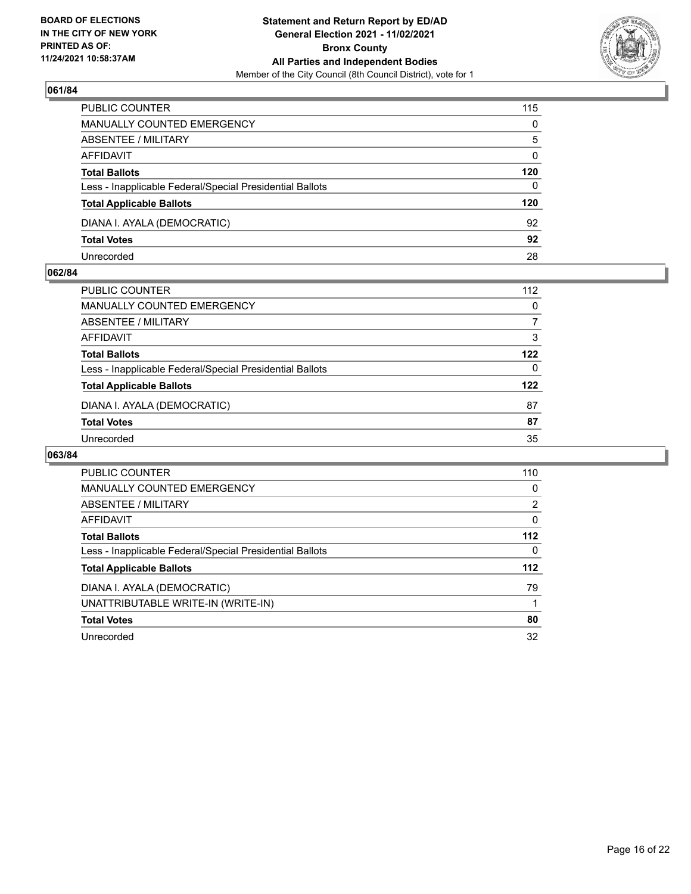**BOARD OF ELECTIONS IN THE CITY OF NEW YORK PRINTED AS OF: 11/24/2021 10:58:37AM**

**Statement and Return Report by ED/AD General Election 2021 - 11/02/2021 Bronx County All Parties and Independent Bodies**
Member of the City Council (8th Council District), vote for 1

### 061/84

| | |
|---|---|
| PUBLIC COUNTER | 115 |
| MANUALLY COUNTED EMERGENCY | 0 |
| ABSENTEE / MILITARY | 5 |
| AFFIDAVIT | 0 |
| **Total Ballots** | **120** |
| Less - Inapplicable Federal/Special Presidential Ballots | 0 |
| **Total Applicable Ballots** | **120** |
| DIANA I. AYALA (DEMOCRATIC) | 92 |
| **Total Votes** | **92** |
| Unrecorded | 28 |

### 062/84

| | |
|---|---|
| PUBLIC COUNTER | 112 |
| MANUALLY COUNTED EMERGENCY | 0 |
| ABSENTEE / MILITARY | 7 |
| AFFIDAVIT | 3 |
| **Total Ballots** | **122** |
| Less - Inapplicable Federal/Special Presidential Ballots | 0 |
| **Total Applicable Ballots** | **122** |
| DIANA I. AYALA (DEMOCRATIC) | 87 |
| **Total Votes** | **87** |
| Unrecorded | 35 |

### 063/84

| | |
|---|---|
| PUBLIC COUNTER | 110 |
| MANUALLY COUNTED EMERGENCY | 0 |
| ABSENTEE / MILITARY | 2 |
| AFFIDAVIT | 0 |
| **Total Ballots** | **112** |
| Less - Inapplicable Federal/Special Presidential Ballots | 0 |
| **Total Applicable Ballots** | **112** |
| DIANA I. AYALA (DEMOCRATIC) | 79 |
| UNATTRIBUTABLE WRITE-IN (WRITE-IN) | 1 |
| **Total Votes** | **80** |
| Unrecorded | 32 |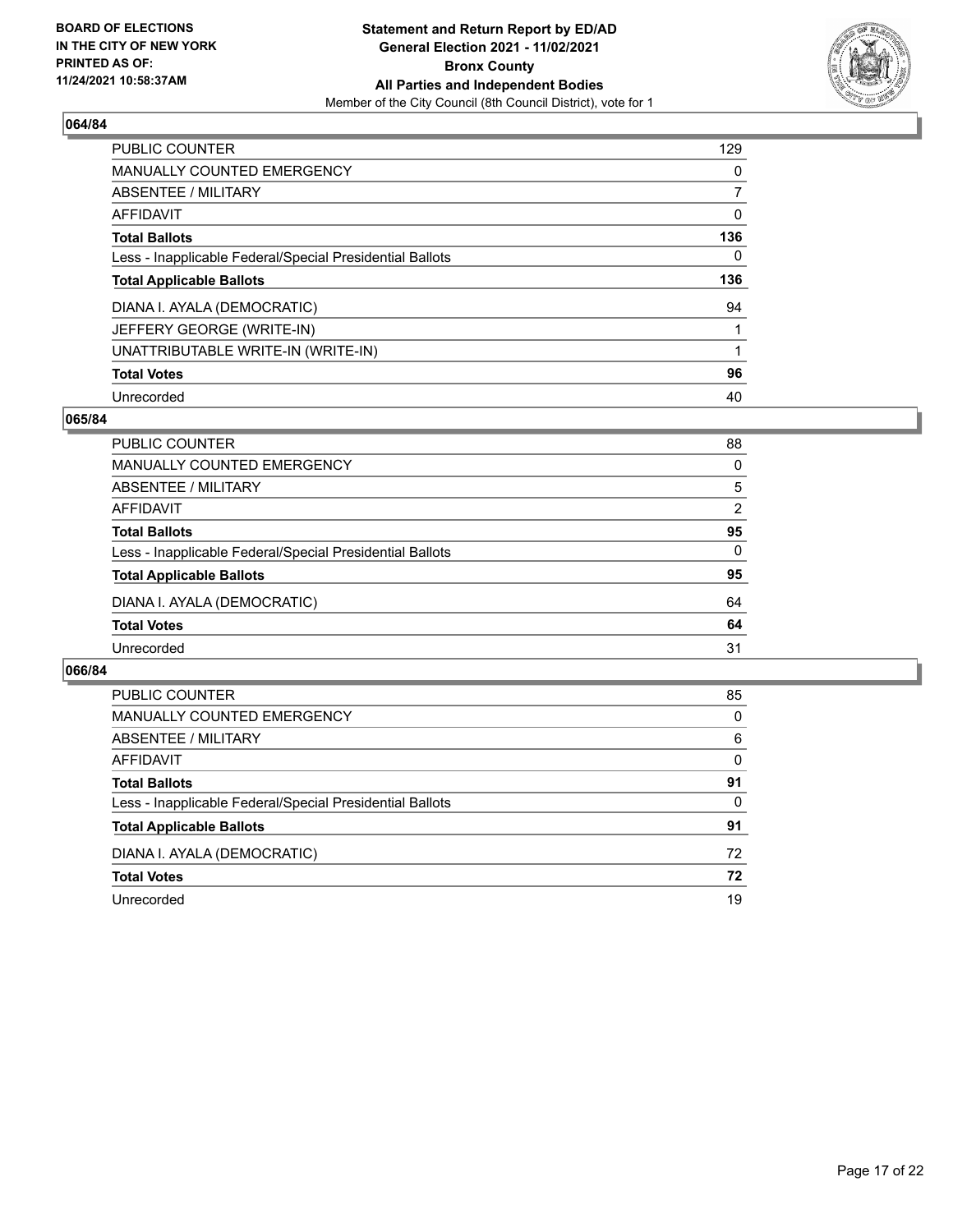### 064/84

| | |
|---|---|
| PUBLIC COUNTER | 129 |
| MANUALLY COUNTED EMERGENCY | 0 |
| ABSENTEE / MILITARY | 7 |
| AFFIDAVIT | 0 |
| **Total Ballots** | **136** |
| Less - Inapplicable Federal/Special Presidential Ballots | 0 |
| **Total Applicable Ballots** | **136** |
| DIANA I. AYALA (DEMOCRATIC) | 94 |
| JEFFERY GEORGE (WRITE-IN) | 1 |
| UNATTRIBUTABLE WRITE-IN (WRITE-IN) | 1 |
| **Total Votes** | **96** |
| Unrecorded | 40 |

### 065/84

| | |
|---|---|
| PUBLIC COUNTER | 88 |
| MANUALLY COUNTED EMERGENCY | 0 |
| ABSENTEE / MILITARY | 5 |
| AFFIDAVIT | 2 |
| **Total Ballots** | **95** |
| Less - Inapplicable Federal/Special Presidential Ballots | 0 |
| **Total Applicable Ballots** | **95** |
| DIANA I. AYALA (DEMOCRATIC) | 64 |
| **Total Votes** | **64** |
| Unrecorded | 31 |

### 066/84

| | |
|---|---|
| PUBLIC COUNTER | 85 |
| MANUALLY COUNTED EMERGENCY | 0 |
| ABSENTEE / MILITARY | 6 |
| AFFIDAVIT | 0 |
| **Total Ballots** | **91** |
| Less - Inapplicable Federal/Special Presidential Ballots | 0 |
| **Total Applicable Ballots** | **91** |
| DIANA I. AYALA (DEMOCRATIC) | 72 |
| **Total Votes** | **72** |
| Unrecorded | 19 |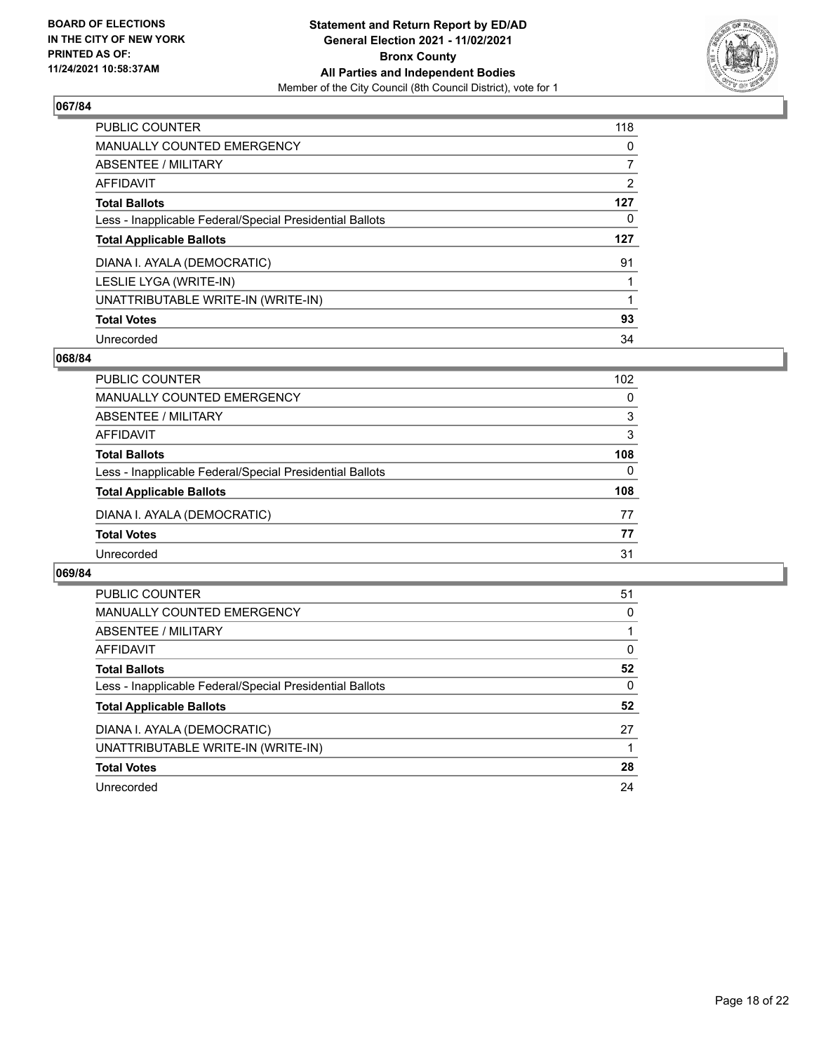## 067/84

| | |
|---|---|
| PUBLIC COUNTER | 118 |
| MANUALLY COUNTED EMERGENCY | 0 |
| ABSENTEE / MILITARY | 7 |
| AFFIDAVIT | 2 |
| **Total Ballots** | **127** |
| Less - Inapplicable Federal/Special Presidential Ballots | 0 |
| **Total Applicable Ballots** | **127** |
| DIANA I. AYALA (DEMOCRATIC) | 91 |
| LESLIE LYGA (WRITE-IN) | 1 |
| UNATTRIBUTABLE WRITE-IN (WRITE-IN) | 1 |
| **Total Votes** | **93** |
| Unrecorded | 34 |

## 068/84

| | |
|---|---|
| PUBLIC COUNTER | 102 |
| MANUALLY COUNTED EMERGENCY | 0 |
| ABSENTEE / MILITARY | 3 |
| AFFIDAVIT | 3 |
| **Total Ballots** | **108** |
| Less - Inapplicable Federal/Special Presidential Ballots | 0 |
| **Total Applicable Ballots** | **108** |
| DIANA I. AYALA (DEMOCRATIC) | 77 |
| **Total Votes** | **77** |
| Unrecorded | 31 |

## 069/84

| | |
|---|---|
| PUBLIC COUNTER | 51 |
| MANUALLY COUNTED EMERGENCY | 0 |
| ABSENTEE / MILITARY | 1 |
| AFFIDAVIT | 0 |
| **Total Ballots** | **52** |
| Less - Inapplicable Federal/Special Presidential Ballots | 0 |
| **Total Applicable Ballots** | **52** |
| DIANA I. AYALA (DEMOCRATIC) | 27 |
| UNATTRIBUTABLE WRITE-IN (WRITE-IN) | 1 |
| **Total Votes** | **28** |
| Unrecorded | 24 |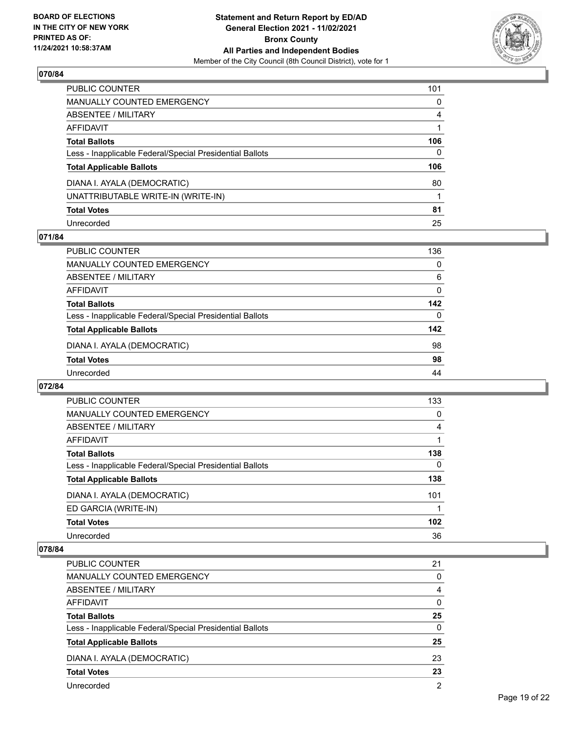## 070/84

| | |
|---|---|
| PUBLIC COUNTER | 101 |
| MANUALLY COUNTED EMERGENCY | 0 |
| ABSENTEE / MILITARY | 4 |
| AFFIDAVIT | 1 |
| **Total Ballots** | **106** |
| Less - Inapplicable Federal/Special Presidential Ballots | 0 |
| **Total Applicable Ballots** | **106** |
| DIANA I. AYALA (DEMOCRATIC) | 80 |
| UNATTRIBUTABLE WRITE-IN (WRITE-IN) | 1 |
| **Total Votes** | **81** |
| Unrecorded | 25 |

## 071/84

| | |
|---|---|
| PUBLIC COUNTER | 136 |
| MANUALLY COUNTED EMERGENCY | 0 |
| ABSENTEE / MILITARY | 6 |
| AFFIDAVIT | 0 |
| **Total Ballots** | **142** |
| Less - Inapplicable Federal/Special Presidential Ballots | 0 |
| **Total Applicable Ballots** | **142** |
| DIANA I. AYALA (DEMOCRATIC) | 98 |
| **Total Votes** | **98** |
| Unrecorded | 44 |

## 072/84

| | |
|---|---|
| PUBLIC COUNTER | 133 |
| MANUALLY COUNTED EMERGENCY | 0 |
| ABSENTEE / MILITARY | 4 |
| AFFIDAVIT | 1 |
| **Total Ballots** | **138** |
| Less - Inapplicable Federal/Special Presidential Ballots | 0 |
| **Total Applicable Ballots** | **138** |
| DIANA I. AYALA (DEMOCRATIC) | 101 |
| ED GARCIA (WRITE-IN) | 1 |
| **Total Votes** | **102** |
| Unrecorded | 36 |

## 078/84

| | |
|---|---|
| PUBLIC COUNTER | 21 |
| MANUALLY COUNTED EMERGENCY | 0 |
| ABSENTEE / MILITARY | 4 |
| AFFIDAVIT | 0 |
| **Total Ballots** | **25** |
| Less - Inapplicable Federal/Special Presidential Ballots | 0 |
| **Total Applicable Ballots** | **25** |
| DIANA I. AYALA (DEMOCRATIC) | 23 |
| **Total Votes** | **23** |
| Unrecorded | 2 |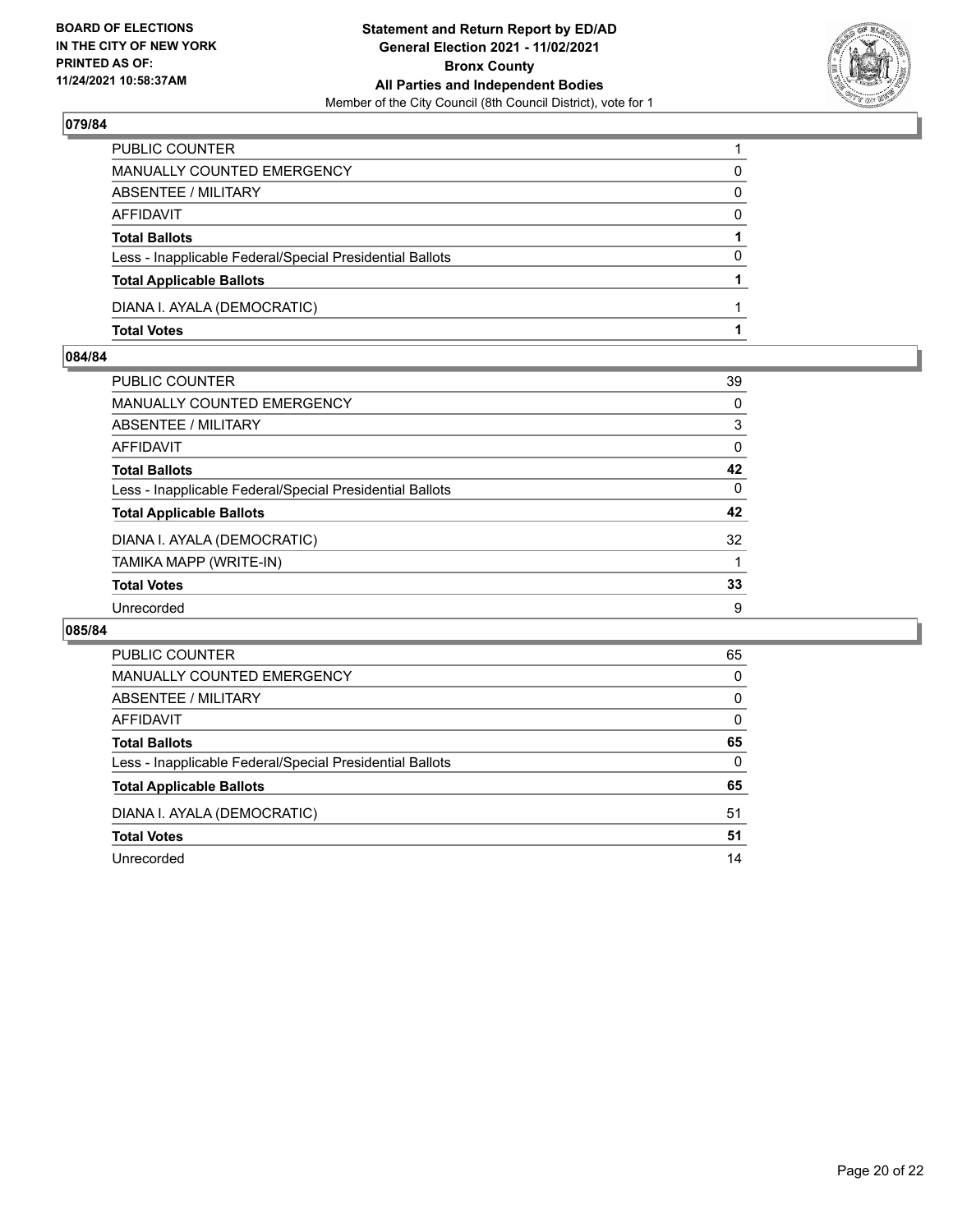**BOARD OF ELECTIONS IN THE CITY OF NEW YORK PRINTED AS OF: 11/24/2021 10:58:37AM**

**Statement and Return Report by ED/AD General Election 2021 - 11/02/2021 Bronx County All Parties and Independent Bodies**

Member of the City Council (8th Council District), vote for 1

## 079/84

| | |
|---|---|
| PUBLIC COUNTER | 1 |
| MANUALLY COUNTED EMERGENCY | 0 |
| ABSENTEE / MILITARY | 0 |
| AFFIDAVIT | 0 |
| **Total Ballots** | **1** |
| Less - Inapplicable Federal/Special Presidential Ballots | 0 |
| **Total Applicable Ballots** | **1** |
| DIANA I. AYALA (DEMOCRATIC) | 1 |
| **Total Votes** | **1** |

## 084/84

| | |
|---|---|
| PUBLIC COUNTER | 39 |
| MANUALLY COUNTED EMERGENCY | 0 |
| ABSENTEE / MILITARY | 3 |
| AFFIDAVIT | 0 |
| **Total Ballots** | **42** |
| Less - Inapplicable Federal/Special Presidential Ballots | 0 |
| **Total Applicable Ballots** | **42** |
| DIANA I. AYALA (DEMOCRATIC) | 32 |
| TAMIKA MAPP (WRITE-IN) | 1 |
| **Total Votes** | **33** |
| Unrecorded | 9 |

## 085/84

| | |
|---|---|
| PUBLIC COUNTER | 65 |
| MANUALLY COUNTED EMERGENCY | 0 |
| ABSENTEE / MILITARY | 0 |
| AFFIDAVIT | 0 |
| **Total Ballots** | **65** |
| Less - Inapplicable Federal/Special Presidential Ballots | 0 |
| **Total Applicable Ballots** | **65** |
| DIANA I. AYALA (DEMOCRATIC) | 51 |
| **Total Votes** | **51** |
| Unrecorded | 14 |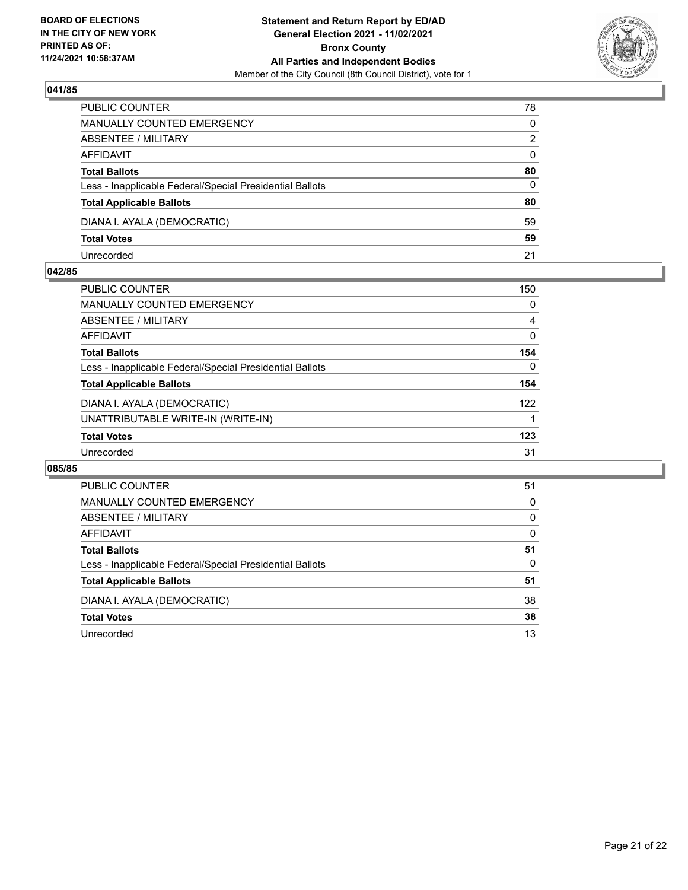**BOARD OF ELECTIONS IN THE CITY OF NEW YORK PRINTED AS OF: 11/24/2021 10:58:37AM**

**Statement and Return Report by ED/AD General Election 2021 - 11/02/2021 Bronx County All Parties and Independent Bodies**

Member of the City Council (8th Council District), vote for 1

### 041/85

| | |
|---|---|
| PUBLIC COUNTER | 78 |
| MANUALLY COUNTED EMERGENCY | 0 |
| ABSENTEE / MILITARY | 2 |
| AFFIDAVIT | 0 |
| **Total Ballots** | **80** |
| Less - Inapplicable Federal/Special Presidential Ballots | 0 |
| **Total Applicable Ballots** | **80** |
| DIANA I. AYALA (DEMOCRATIC) | 59 |
| **Total Votes** | **59** |
| Unrecorded | 21 |

### 042/85

| | |
|---|---|
| PUBLIC COUNTER | 150 |
| MANUALLY COUNTED EMERGENCY | 0 |
| ABSENTEE / MILITARY | 4 |
| AFFIDAVIT | 0 |
| **Total Ballots** | **154** |
| Less - Inapplicable Federal/Special Presidential Ballots | 0 |
| **Total Applicable Ballots** | **154** |
| DIANA I. AYALA (DEMOCRATIC) | 122 |
| UNATTRIBUTABLE WRITE-IN (WRITE-IN) | 1 |
| **Total Votes** | **123** |
| Unrecorded | 31 |

### 085/85

| | |
|---|---|
| PUBLIC COUNTER | 51 |
| MANUALLY COUNTED EMERGENCY | 0 |
| ABSENTEE / MILITARY | 0 |
| AFFIDAVIT | 0 |
| **Total Ballots** | **51** |
| Less - Inapplicable Federal/Special Presidential Ballots | 0 |
| **Total Applicable Ballots** | **51** |
| DIANA I. AYALA (DEMOCRATIC) | 38 |
| **Total Votes** | **38** |
| Unrecorded | 13 |